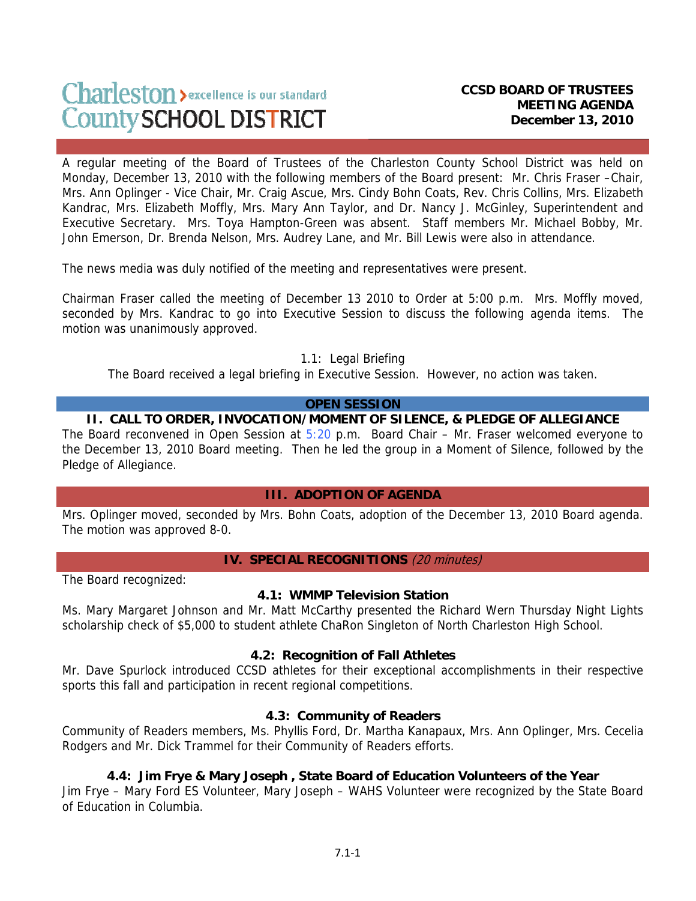Charleston County SCHOOL DISTRICT > excellence is our standard

**CCSD BOARD OF TRUSTEES MEETING AGENDA December 13, 2010**

A regular meeting of the Board of Trustees of the Charleston County School District was held on Monday, December 13, 2010 with the following members of the Board present: Mr. Chris Fraser –Chair, Mrs. Ann Oplinger - Vice Chair, Mr. Craig Ascue, Mrs. Cindy Bohn Coats, Rev. Chris Collins, Mrs. Elizabeth Kandrac, Mrs. Elizabeth Moffly, Mrs. Mary Ann Taylor, and Dr. Nancy J. McGinley, Superintendent and Executive Secretary. Mrs. Toya Hampton-Green was absent. Staff members Mr. Michael Bobby, Mr. John Emerson, Dr. Brenda Nelson, Mrs. Audrey Lane, and Mr. Bill Lewis were also in attendance.

The news media was duly notified of the meeting and representatives were present.

Chairman Fraser called the meeting of December 13 2010 to Order at 5:00 p.m. Mrs. Moffly moved, seconded by Mrs. Kandrac to go into Executive Session to discuss the following agenda items. The motion was unanimously approved.

1.1: Legal Briefing

The Board received a legal briefing in Executive Session. However, no action was taken.

## OPEN SESSION

## II. CALL TO ORDER, INVOCATION/MOMENT OF SILENCE, & PLEDGE OF ALLEGIANCE

The Board reconvened in Open Session at 5:20 p.m. Board Chair – Mr. Fraser welcomed everyone to the December 13, 2010 Board meeting. Then he led the group in a Moment of Silence, followed by the Pledge of Allegiance.

## III. ADOPTION OF AGENDA

Mrs. Oplinger moved, seconded by Mrs. Bohn Coats, adoption of the December 13, 2010 Board agenda. The motion was approved 8-0.

## IV. SPECIAL RECOGNITIONS *(20 minutes)*

The Board recognized:

### 4.1: WMMP Television Station

Ms. Mary Margaret Johnson and Mr. Matt McCarthy presented the Richard Wern Thursday Night Lights scholarship check of $5,000 to student athlete ChaRon Singleton of North Charleston High School.

### 4.2: Recognition of Fall Athletes

Mr. Dave Spurlock introduced CCSD athletes for their exceptional accomplishments in their respective sports this fall and participation in recent regional competitions.

### 4.3: Community of Readers

Community of Readers members, Ms. Phyllis Ford, Dr. Martha Kanapaux, Mrs. Ann Oplinger, Mrs. Cecelia Rodgers and Mr. Dick Trammel for their Community of Readers efforts.

### 4.4: Jim Frye & Mary Joseph , State Board of Education Volunteers of the Year

Jim Frye – Mary Ford ES Volunteer, Mary Joseph – WAHS Volunteer were recognized by the State Board of Education in Columbia.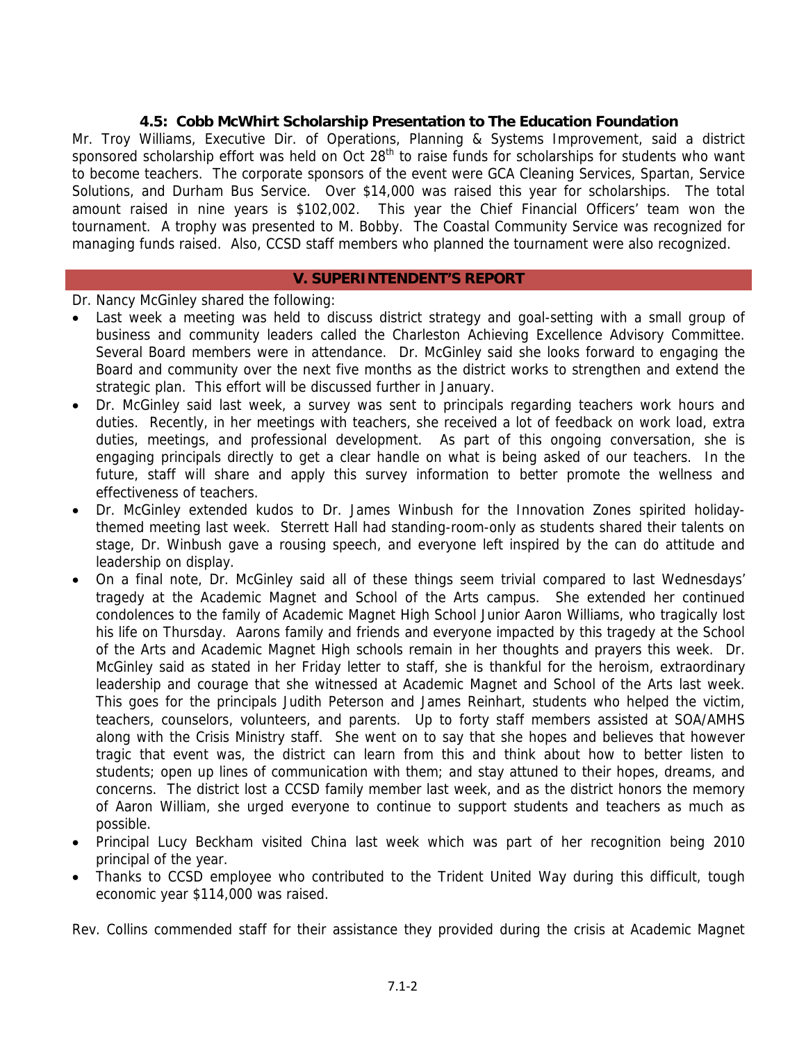### 4.5: Cobb McWhirt Scholarship Presentation to The Education Foundation

Mr. Troy Williams, Executive Dir. of Operations, Planning & Systems Improvement, said a district sponsored scholarship effort was held on Oct 28th to raise funds for scholarships for students who want to become teachers. The corporate sponsors of the event were GCA Cleaning Services, Spartan, Service Solutions, and Durham Bus Service. Over $14,000 was raised this year for scholarships. The total amount raised in nine years is $102,002. This year the Chief Financial Officers' team won the tournament. A trophy was presented to M. Bobby. The Coastal Community Service was recognized for managing funds raised. Also, CCSD staff members who planned the tournament were also recognized.

## V. SUPERINTENDENT'S REPORT

Dr. Nancy McGinley shared the following:

- Last week a meeting was held to discuss district strategy and goal-setting with a small group of business and community leaders called the Charleston Achieving Excellence Advisory Committee. Several Board members were in attendance. Dr. McGinley said she looks forward to engaging the Board and community over the next five months as the district works to strengthen and extend the strategic plan. This effort will be discussed further in January.
- Dr. McGinley said last week, a survey was sent to principals regarding teachers work hours and duties. Recently, in her meetings with teachers, she received a lot of feedback on work load, extra duties, meetings, and professional development. As part of this ongoing conversation, she is engaging principals directly to get a clear handle on what is being asked of our teachers. In the future, staff will share and apply this survey information to better promote the wellness and effectiveness of teachers.
- Dr. McGinley extended kudos to Dr. James Winbush for the Innovation Zones spirited holiday-themed meeting last week. Sterrett Hall had standing-room-only as students shared their talents on stage, Dr. Winbush gave a rousing speech, and everyone left inspired by the can do attitude and leadership on display.
- On a final note, Dr. McGinley said all of these things seem trivial compared to last Wednesdays' tragedy at the Academic Magnet and School of the Arts campus. She extended her continued condolences to the family of Academic Magnet High School Junior Aaron Williams, who tragically lost his life on Thursday. Aarons family and friends and everyone impacted by this tragedy at the School of the Arts and Academic Magnet High schools remain in her thoughts and prayers this week. Dr. McGinley said as stated in her Friday letter to staff, she is thankful for the heroism, extraordinary leadership and courage that she witnessed at Academic Magnet and School of the Arts last week. This goes for the principals Judith Peterson and James Reinhart, students who helped the victim, teachers, counselors, volunteers, and parents. Up to forty staff members assisted at SOA/AMHS along with the Crisis Ministry staff. She went on to say that she hopes and believes that however tragic that event was, the district can learn from this and think about how to better listen to students; open up lines of communication with them; and stay attuned to their hopes, dreams, and concerns. The district lost a CCSD family member last week, and as the district honors the memory of Aaron William, she urged everyone to continue to support students and teachers as much as possible.
- Principal Lucy Beckham visited China last week which was part of her recognition being 2010 principal of the year.
- Thanks to CCSD employee who contributed to the Trident United Way during this difficult, tough economic year $114,000 was raised.

Rev. Collins commended staff for their assistance they provided during the crisis at Academic Magnet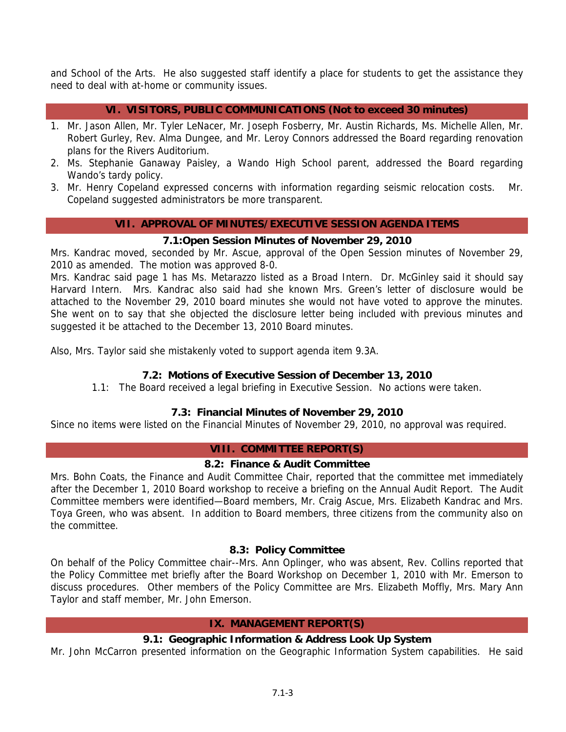and School of the Arts. He also suggested staff identify a place for students to get the assistance they need to deal with at-home or community issues.

## VI. VISITORS, PUBLIC COMMUNICATIONS (Not to exceed 30 minutes)

1. Mr. Jason Allen, Mr. Tyler LeNacer, Mr. Joseph Fosberry, Mr. Austin Richards, Ms. Michelle Allen, Mr. Robert Gurley, Rev. Alma Dungee, and Mr. Leroy Connors addressed the Board regarding renovation plans for the Rivers Auditorium.
2. Ms. Stephanie Ganaway Paisley, a Wando High School parent, addressed the Board regarding Wando's tardy policy.
3. Mr. Henry Copeland expressed concerns with information regarding seismic relocation costs. Mr. Copeland suggested administrators be more transparent.

## VII. APPROVAL OF MINUTES/EXECUTIVE SESSION AGENDA ITEMS

### 7.1:Open Session Minutes of November 29, 2010

Mrs. Kandrac moved, seconded by Mr. Ascue, approval of the Open Session minutes of November 29, 2010 as amended. The motion was approved 8-0.

Mrs. Kandrac said page 1 has Ms. Metarazzo listed as a Broad Intern. Dr. McGinley said it should say Harvard Intern. Mrs. Kandrac also said had she known Mrs. Green's letter of disclosure would be attached to the November 29, 2010 board minutes she would not have voted to approve the minutes. She went on to say that she objected the disclosure letter being included with previous minutes and suggested it be attached to the December 13, 2010 Board minutes.

Also, Mrs. Taylor said she mistakenly voted to support agenda item 9.3A.

### 7.2: Motions of Executive Session of December 13, 2010

1.1: The Board received a legal briefing in Executive Session. No actions were taken.

### 7.3: Financial Minutes of November 29, 2010

Since no items were listed on the Financial Minutes of November 29, 2010, no approval was required.

## VIII. COMMITTEE REPORT(S)

### 8.2: Finance & Audit Committee

Mrs. Bohn Coats, the Finance and Audit Committee Chair, reported that the committee met immediately after the December 1, 2010 Board workshop to receive a briefing on the Annual Audit Report. The Audit Committee members were identified—Board members, Mr. Craig Ascue, Mrs. Elizabeth Kandrac and Mrs. Toya Green, who was absent. In addition to Board members, three citizens from the community also on the committee.

### 8.3: Policy Committee

On behalf of the Policy Committee chair--Mrs. Ann Oplinger, who was absent, Rev. Collins reported that the Policy Committee met briefly after the Board Workshop on December 1, 2010 with Mr. Emerson to discuss procedures. Other members of the Policy Committee are Mrs. Elizabeth Moffly, Mrs. Mary Ann Taylor and staff member, Mr. John Emerson.

## IX. MANAGEMENT REPORT(S)

### 9.1: Geographic Information & Address Look Up System

Mr. John McCarron presented information on the Geographic Information System capabilities. He said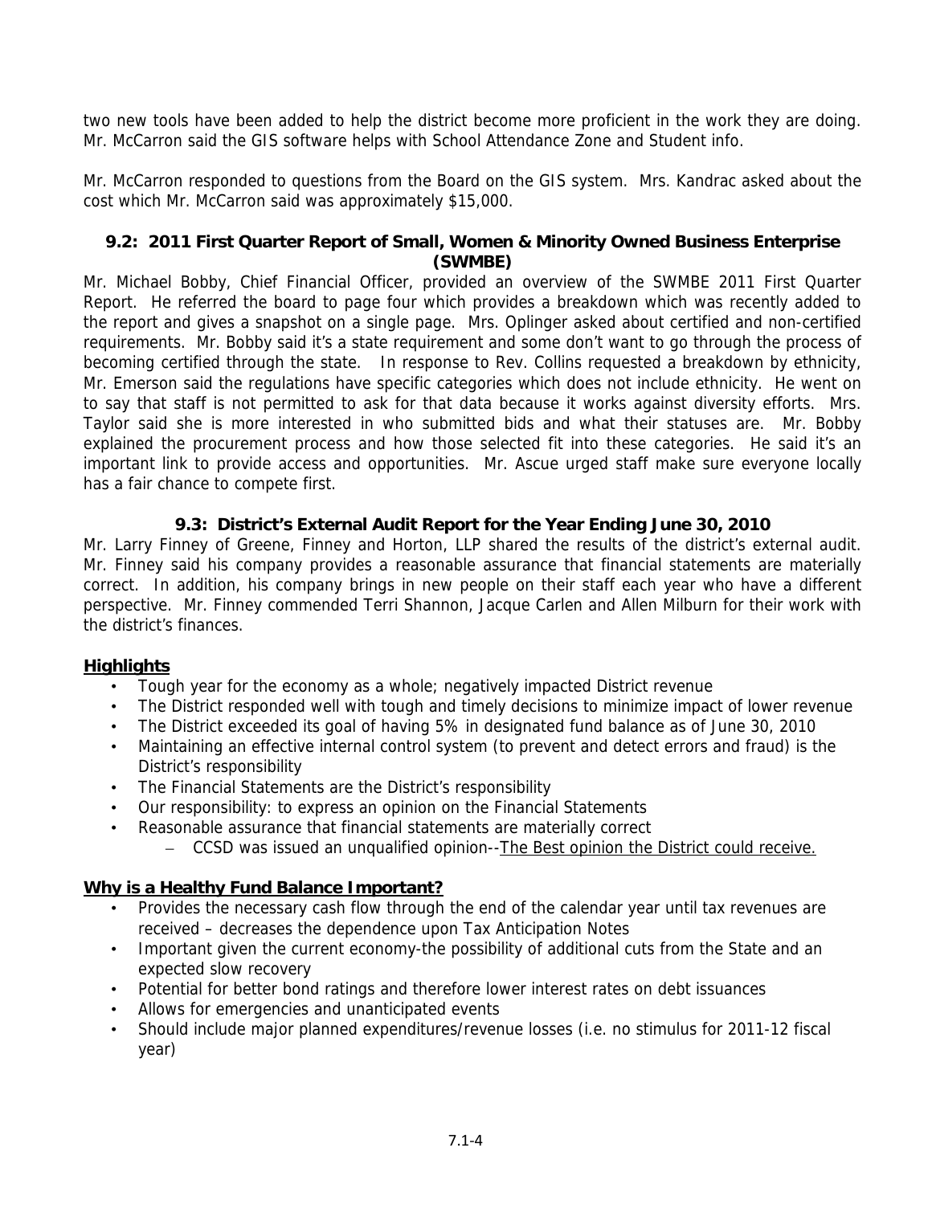two new tools have been added to help the district become more proficient in the work they are doing. Mr. McCarron said the GIS software helps with School Attendance Zone and Student info.

Mr. McCarron responded to questions from the Board on the GIS system. Mrs. Kandrac asked about the cost which Mr. McCarron said was approximately $15,000.

### 9.2: 2011 First Quarter Report of Small, Women & Minority Owned Business Enterprise (SWMBE)

Mr. Michael Bobby, Chief Financial Officer, provided an overview of the SWMBE 2011 First Quarter Report. He referred the board to page four which provides a breakdown which was recently added to the report and gives a snapshot on a single page. Mrs. Oplinger asked about certified and non-certified requirements. Mr. Bobby said it's a state requirement and some don't want to go through the process of becoming certified through the state. In response to Rev. Collins requested a breakdown by ethnicity, Mr. Emerson said the regulations have specific categories which does not include ethnicity. He went on to say that staff is not permitted to ask for that data because it works against diversity efforts. Mrs. Taylor said she is more interested in who submitted bids and what their statuses are. Mr. Bobby explained the procurement process and how those selected fit into these categories. He said it's an important link to provide access and opportunities. Mr. Ascue urged staff make sure everyone locally has a fair chance to compete first.

### 9.3: District's External Audit Report for the Year Ending June 30, 2010

Mr. Larry Finney of Greene, Finney and Horton, LLP shared the results of the district's external audit. Mr. Finney said his company provides a reasonable assurance that financial statements are materially correct. In addition, his company brings in new people on their staff each year who have a different perspective. Mr. Finney commended Terri Shannon, Jacque Carlen and Allen Milburn for their work with the district's finances.

**Highlights**

- Tough year for the economy as a whole; negatively impacted District revenue
- The District responded well with tough and timely decisions to minimize impact of lower revenue
- The District exceeded its goal of having 5% in designated fund balance as of June 30, 2010
- Maintaining an effective internal control system (to prevent and detect errors and fraud) is the District's responsibility
- The Financial Statements are the District's responsibility
- Our responsibility: to express an opinion on the Financial Statements
- Reasonable assurance that financial statements are materially correct
  - CCSD was issued an unqualified opinion--The Best opinion the District could receive.

**Why is a Healthy Fund Balance Important?**

- Provides the necessary cash flow through the end of the calendar year until tax revenues are received – decreases the dependence upon Tax Anticipation Notes
- Important given the current economy-the possibility of additional cuts from the State and an expected slow recovery
- Potential for better bond ratings and therefore lower interest rates on debt issuances
- Allows for emergencies and unanticipated events
- Should include major planned expenditures/revenue losses (i.e. no stimulus for 2011-12 fiscal year)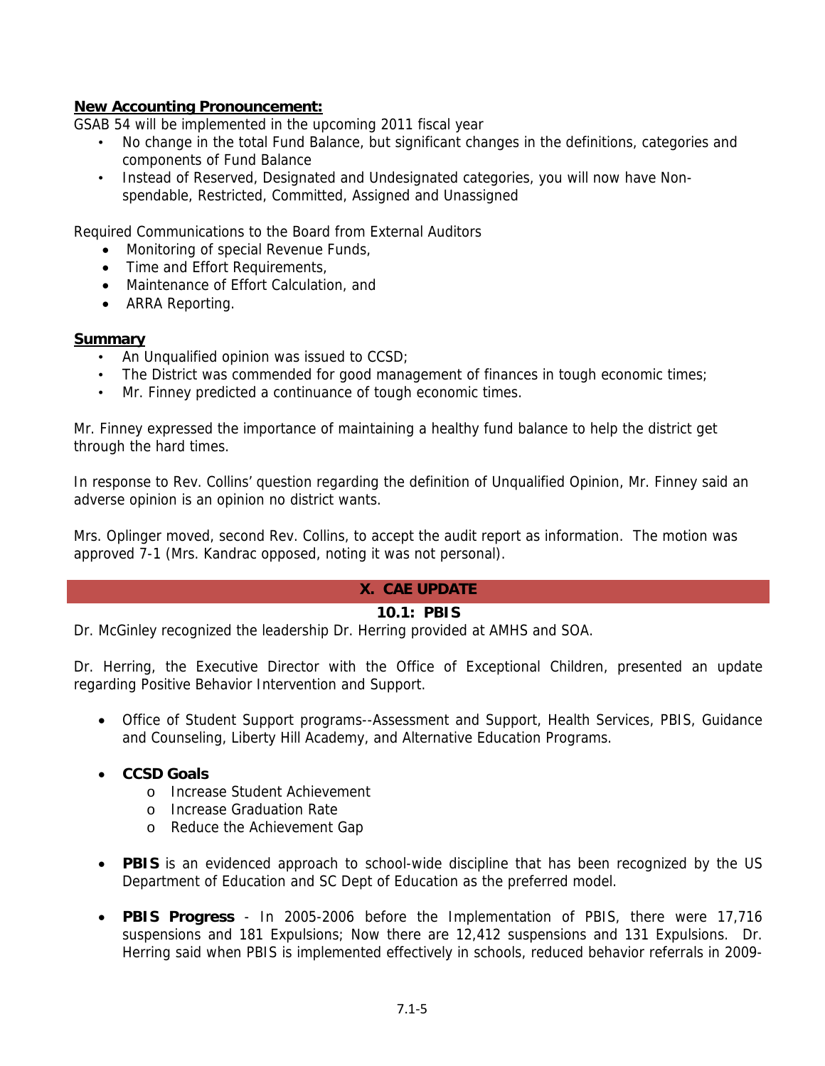**New Accounting Pronouncement:**

GSAB 54 will be implemented in the upcoming 2011 fiscal year

- No change in the total Fund Balance, but significant changes in the definitions, categories and components of Fund Balance
- Instead of Reserved, Designated and Undesignated categories, you will now have Non-spendable, Restricted, Committed, Assigned and Unassigned

Required Communications to the Board from External Auditors

- Monitoring of special Revenue Funds,
- Time and Effort Requirements,
- Maintenance of Effort Calculation, and
- ARRA Reporting.

**Summary**

- An Unqualified opinion was issued to CCSD;
- The District was commended for good management of finances in tough economic times;
- Mr. Finney predicted a continuance of tough economic times.

Mr. Finney expressed the importance of maintaining a healthy fund balance to help the district get through the hard times.

In response to Rev. Collins' question regarding the definition of Unqualified Opinion, Mr. Finney said an adverse opinion is an opinion no district wants.

Mrs. Oplinger moved, second Rev. Collins, to accept the audit report as information. The motion was approved 7-1 (Mrs. Kandrac opposed, noting it was not personal).

## X. CAE UPDATE

### 10.1: PBIS

Dr. McGinley recognized the leadership Dr. Herring provided at AMHS and SOA.

Dr. Herring, the Executive Director with the Office of Exceptional Children, presented an update regarding Positive Behavior Intervention and Support.

- Office of Student Support programs--Assessment and Support, Health Services, PBIS, Guidance and Counseling, Liberty Hill Academy, and Alternative Education Programs.

- **CCSD Goals**
  - Increase Student Achievement
  - Increase Graduation Rate
  - Reduce the Achievement Gap

- **PBIS** is an evidenced approach to school-wide discipline that has been recognized by the US Department of Education and SC Dept of Education as the preferred model.

- **PBIS Progress** - In 2005-2006 before the Implementation of PBIS, there were 17,716 suspensions and 181 Expulsions; Now there are 12,412 suspensions and 131 Expulsions. Dr. Herring said when PBIS is implemented effectively in schools, reduced behavior referrals in 2009-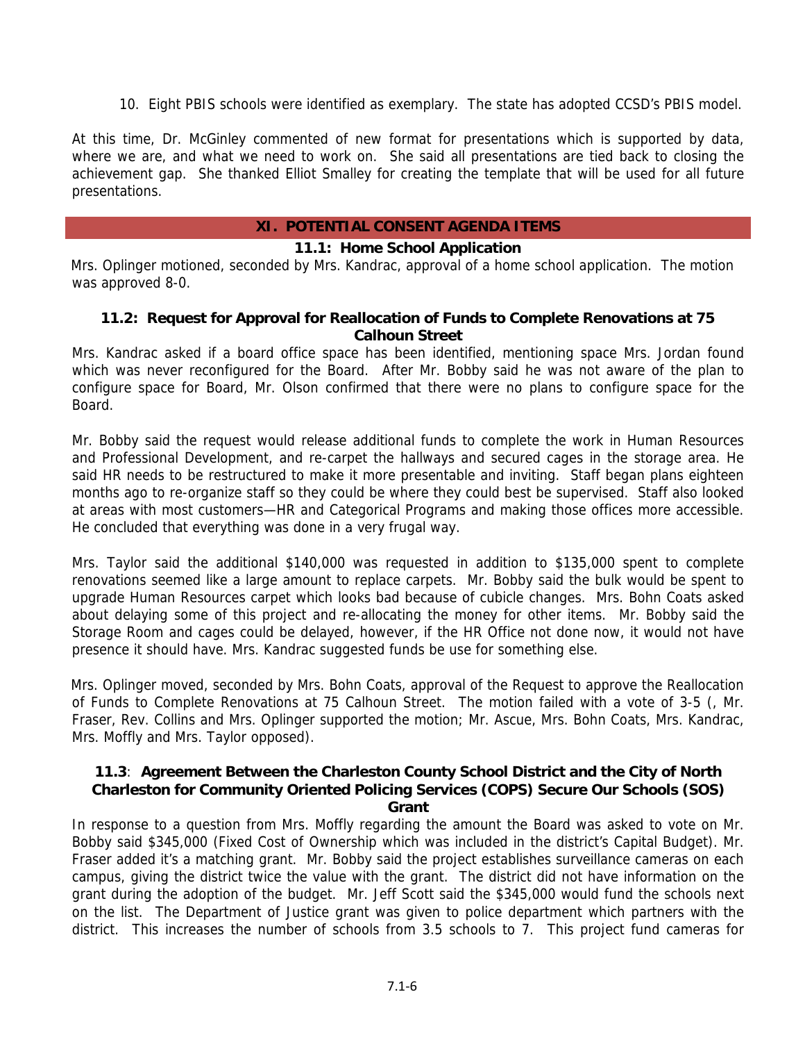10. Eight PBIS schools were identified as exemplary. The state has adopted CCSD's PBIS model.

At this time, Dr. McGinley commented of new format for presentations which is supported by data, where we are, and what we need to work on. She said all presentations are tied back to closing the achievement gap. She thanked Elliot Smalley for creating the template that will be used for all future presentations.

## XI. POTENTIAL CONSENT AGENDA ITEMS

### 11.1: Home School Application

Mrs. Oplinger motioned, seconded by Mrs. Kandrac, approval of a home school application. The motion was approved 8-0.

### 11.2: Request for Approval for Reallocation of Funds to Complete Renovations at 75 Calhoun Street

Mrs. Kandrac asked if a board office space has been identified, mentioning space Mrs. Jordan found which was never reconfigured for the Board. After Mr. Bobby said he was not aware of the plan to configure space for Board, Mr. Olson confirmed that there were no plans to configure space for the Board.

Mr. Bobby said the request would release additional funds to complete the work in Human Resources and Professional Development, and re-carpet the hallways and secured cages in the storage area. He said HR needs to be restructured to make it more presentable and inviting. Staff began plans eighteen months ago to re-organize staff so they could be where they could best be supervised. Staff also looked at areas with most customers—HR and Categorical Programs and making those offices more accessible. He concluded that everything was done in a very frugal way.

Mrs. Taylor said the additional $140,000 was requested in addition to $135,000 spent to complete renovations seemed like a large amount to replace carpets. Mr. Bobby said the bulk would be spent to upgrade Human Resources carpet which looks bad because of cubicle changes. Mrs. Bohn Coats asked about delaying some of this project and re-allocating the money for other items. Mr. Bobby said the Storage Room and cages could be delayed, however, if the HR Office not done now, it would not have presence it should have. Mrs. Kandrac suggested funds be use for something else.

Mrs. Oplinger moved, seconded by Mrs. Bohn Coats, approval of the Request to approve the Reallocation of Funds to Complete Renovations at 75 Calhoun Street. The motion failed with a vote of 3-5 (, Mr. Fraser, Rev. Collins and Mrs. Oplinger supported the motion; Mr. Ascue, Mrs. Bohn Coats, Mrs. Kandrac, Mrs. Moffly and Mrs. Taylor opposed).

### 11.3: Agreement Between the Charleston County School District and the City of North Charleston for Community Oriented Policing Services (COPS) Secure Our Schools (SOS) Grant

In response to a question from Mrs. Moffly regarding the amount the Board was asked to vote on Mr. Bobby said $345,000 (Fixed Cost of Ownership which was included in the district's Capital Budget). Mr. Fraser added it's a matching grant. Mr. Bobby said the project establishes surveillance cameras on each campus, giving the district twice the value with the grant. The district did not have information on the grant during the adoption of the budget. Mr. Jeff Scott said the $345,000 would fund the schools next on the list. The Department of Justice grant was given to police department which partners with the district. This increases the number of schools from 3.5 schools to 7. This project fund cameras for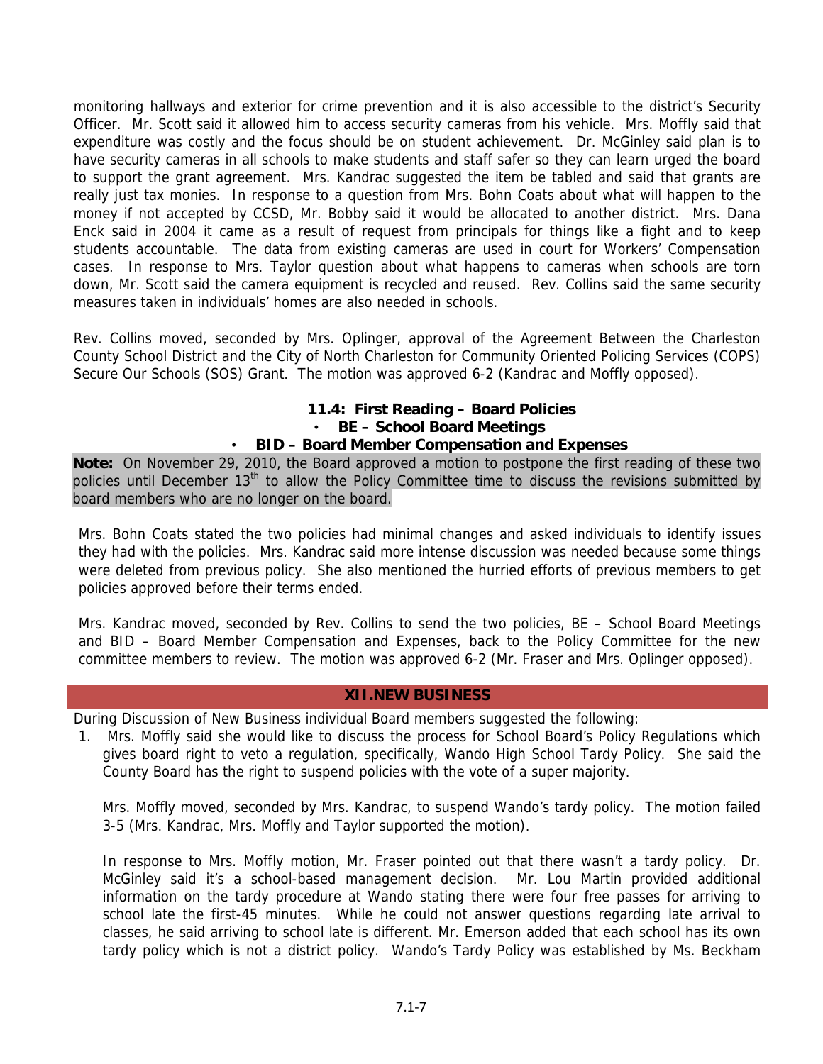monitoring hallways and exterior for crime prevention and it is also accessible to the district's Security Officer. Mr. Scott said it allowed him to access security cameras from his vehicle. Mrs. Moffly said that expenditure was costly and the focus should be on student achievement. Dr. McGinley said plan is to have security cameras in all schools to make students and staff safer so they can learn urged the board to support the grant agreement. Mrs. Kandrac suggested the item be tabled and said that grants are really just tax monies. In response to a question from Mrs. Bohn Coats about what will happen to the money if not accepted by CCSD, Mr. Bobby said it would be allocated to another district. Mrs. Dana Enck said in 2004 it came as a result of request from principals for things like a fight and to keep students accountable. The data from existing cameras are used in court for Workers' Compensation cases. In response to Mrs. Taylor question about what happens to cameras when schools are torn down, Mr. Scott said the camera equipment is recycled and reused. Rev. Collins said the same security measures taken in individuals' homes are also needed in schools.

Rev. Collins moved, seconded by Mrs. Oplinger, approval of the Agreement Between the Charleston County School District and the City of North Charleston for Community Oriented Policing Services (COPS) Secure Our Schools (SOS) Grant. The motion was approved 6-2 (Kandrac and Moffly opposed).

**11.4: First Reading – Board Policies**

- **BE – School Board Meetings**
- **BID – Board Member Compensation and Expenses**

**Note:** On November 29, 2010, the Board approved a motion to postpone the first reading of these two policies until December 13th to allow the Policy Committee time to discuss the revisions submitted by board members who are no longer on the board.

Mrs. Bohn Coats stated the two policies had minimal changes and asked individuals to identify issues they had with the policies. Mrs. Kandrac said more intense discussion was needed because some things were deleted from previous policy. She also mentioned the hurried efforts of previous members to get policies approved before their terms ended.

Mrs. Kandrac moved, seconded by Rev. Collins to send the two policies, BE – School Board Meetings and BID – Board Member Compensation and Expenses, back to the Policy Committee for the new committee members to review. The motion was approved 6-2 (Mr. Fraser and Mrs. Oplinger opposed).

## XII. NEW BUSINESS

During Discussion of New Business individual Board members suggested the following:

1. Mrs. Moffly said she would like to discuss the process for School Board's Policy Regulations which gives board right to veto a regulation, specifically, Wando High School Tardy Policy. She said the County Board has the right to suspend policies with the vote of a super majority.

   Mrs. Moffly moved, seconded by Mrs. Kandrac, to suspend Wando's tardy policy. The motion failed 3-5 (Mrs. Kandrac, Mrs. Moffly and Taylor supported the motion).

   In response to Mrs. Moffly motion, Mr. Fraser pointed out that there wasn't a tardy policy. Dr. McGinley said it's a school-based management decision. Mr. Lou Martin provided additional information on the tardy procedure at Wando stating there were four free passes for arriving to school late the first-45 minutes. While he could not answer questions regarding late arrival to classes, he said arriving to school late is different. Mr. Emerson added that each school has its own tardy policy which is not a district policy. Wando's Tardy Policy was established by Ms. Beckham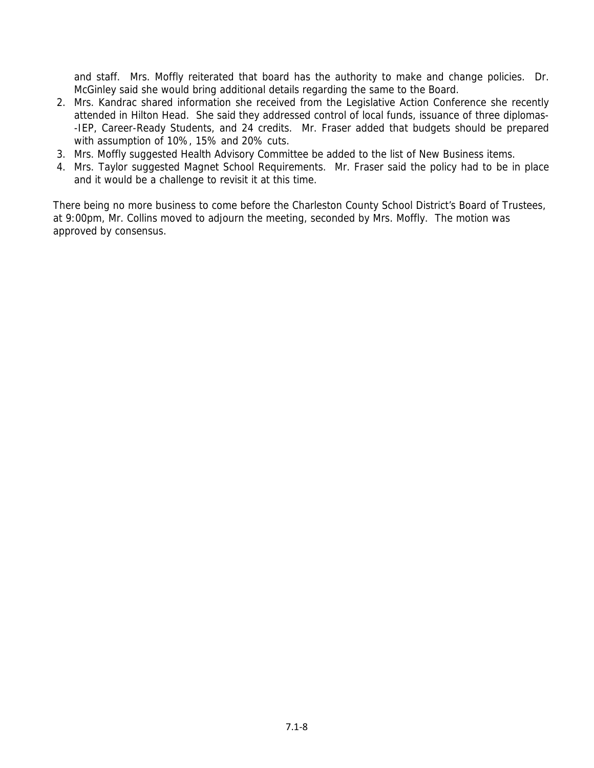and staff. Mrs. Moffly reiterated that board has the authority to make and change policies. Dr. McGinley said she would bring additional details regarding the same to the Board.

2. Mrs. Kandrac shared information she received from the Legislative Action Conference she recently attended in Hilton Head. She said they addressed control of local funds, issuance of three diplomas--IEP, Career-Ready Students, and 24 credits. Mr. Fraser added that budgets should be prepared with assumption of 10%, 15% and 20% cuts.
3. Mrs. Moffly suggested Health Advisory Committee be added to the list of New Business items.
4. Mrs. Taylor suggested Magnet School Requirements. Mr. Fraser said the policy had to be in place and it would be a challenge to revisit it at this time.

There being no more business to come before the Charleston County School District's Board of Trustees, at 9:00pm, Mr. Collins moved to adjourn the meeting, seconded by Mrs. Moffly. The motion was approved by consensus.